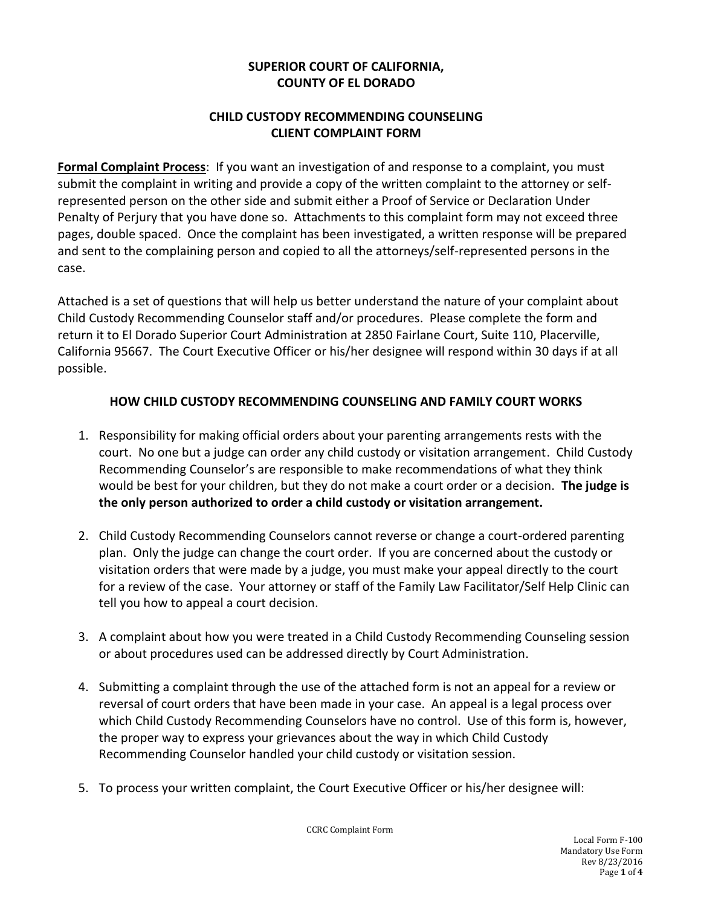**SUPERIOR COURT OF CALIFORNIA,**
**COUNTY OF EL DORADO**

**CHILD CUSTODY RECOMMENDING COUNSELING**
**CLIENT COMPLAINT FORM**

**Formal Complaint Process**: If you want an investigation of and response to a complaint, you must submit the complaint in writing and provide a copy of the written complaint to the attorney or self-represented person on the other side and submit either a Proof of Service or Declaration Under Penalty of Perjury that you have done so. Attachments to this complaint form may not exceed three pages, double spaced. Once the complaint has been investigated, a written response will be prepared and sent to the complaining person and copied to all the attorneys/self-represented persons in the case.

Attached is a set of questions that will help us better understand the nature of your complaint about Child Custody Recommending Counselor staff and/or procedures. Please complete the form and return it to El Dorado Superior Court Administration at 2850 Fairlane Court, Suite 110, Placerville, California 95667. The Court Executive Officer or his/her designee will respond within 30 days if at all possible.

**HOW CHILD CUSTODY RECOMMENDING COUNSELING AND FAMILY COURT WORKS**

1. Responsibility for making official orders about your parenting arrangements rests with the court. No one but a judge can order any child custody or visitation arrangement. Child Custody Recommending Counselor's are responsible to make recommendations of what they think would be best for your children, but they do not make a court order or a decision. **The judge is the only person authorized to order a child custody or visitation arrangement.**

2. Child Custody Recommending Counselors cannot reverse or change a court-ordered parenting plan. Only the judge can change the court order. If you are concerned about the custody or visitation orders that were made by a judge, you must make your appeal directly to the court for a review of the case. Your attorney or staff of the Family Law Facilitator/Self Help Clinic can tell you how to appeal a court decision.

3. A complaint about how you were treated in a Child Custody Recommending Counseling session or about procedures used can be addressed directly by Court Administration.

4. Submitting a complaint through the use of the attached form is not an appeal for a review or reversal of court orders that have been made in your case. An appeal is a legal process over which Child Custody Recommending Counselors have no control. Use of this form is, however, the proper way to express your grievances about the way in which Child Custody Recommending Counselor handled your child custody or visitation session.

5. To process your written complaint, the Court Executive Officer or his/her designee will: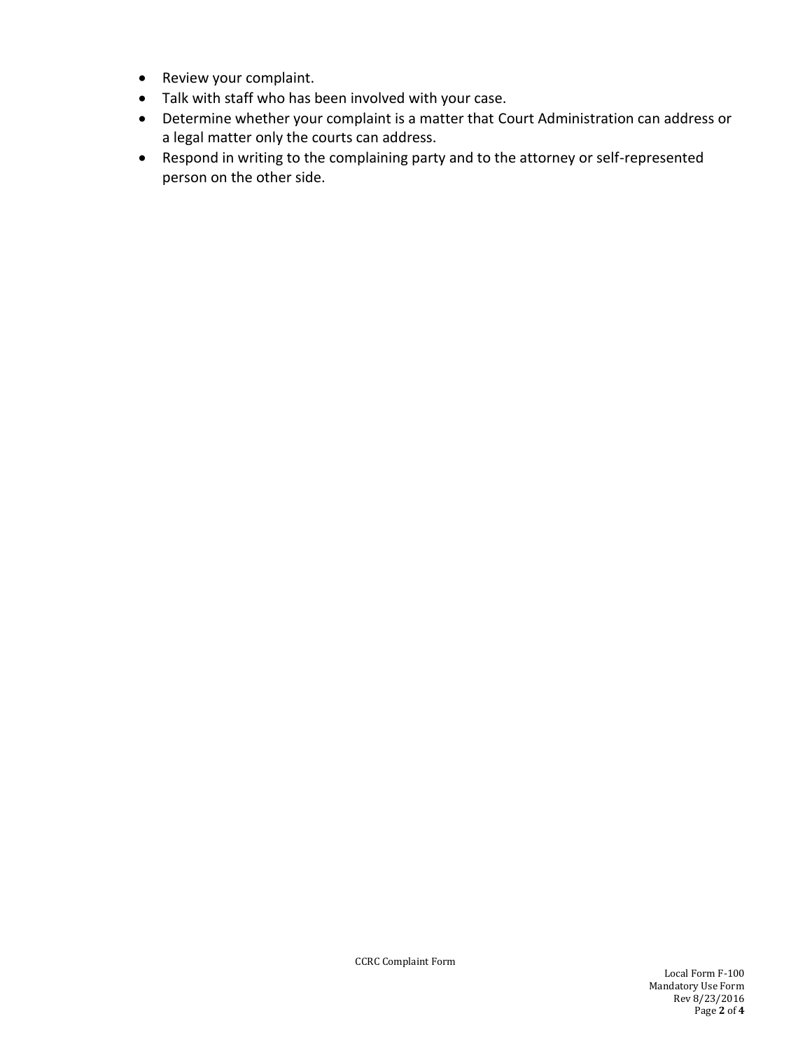- Review your complaint.
- Talk with staff who has been involved with your case.
- Determine whether your complaint is a matter that Court Administration can address or a legal matter only the courts can address.
- Respond in writing to the complaining party and to the attorney or self-represented person on the other side.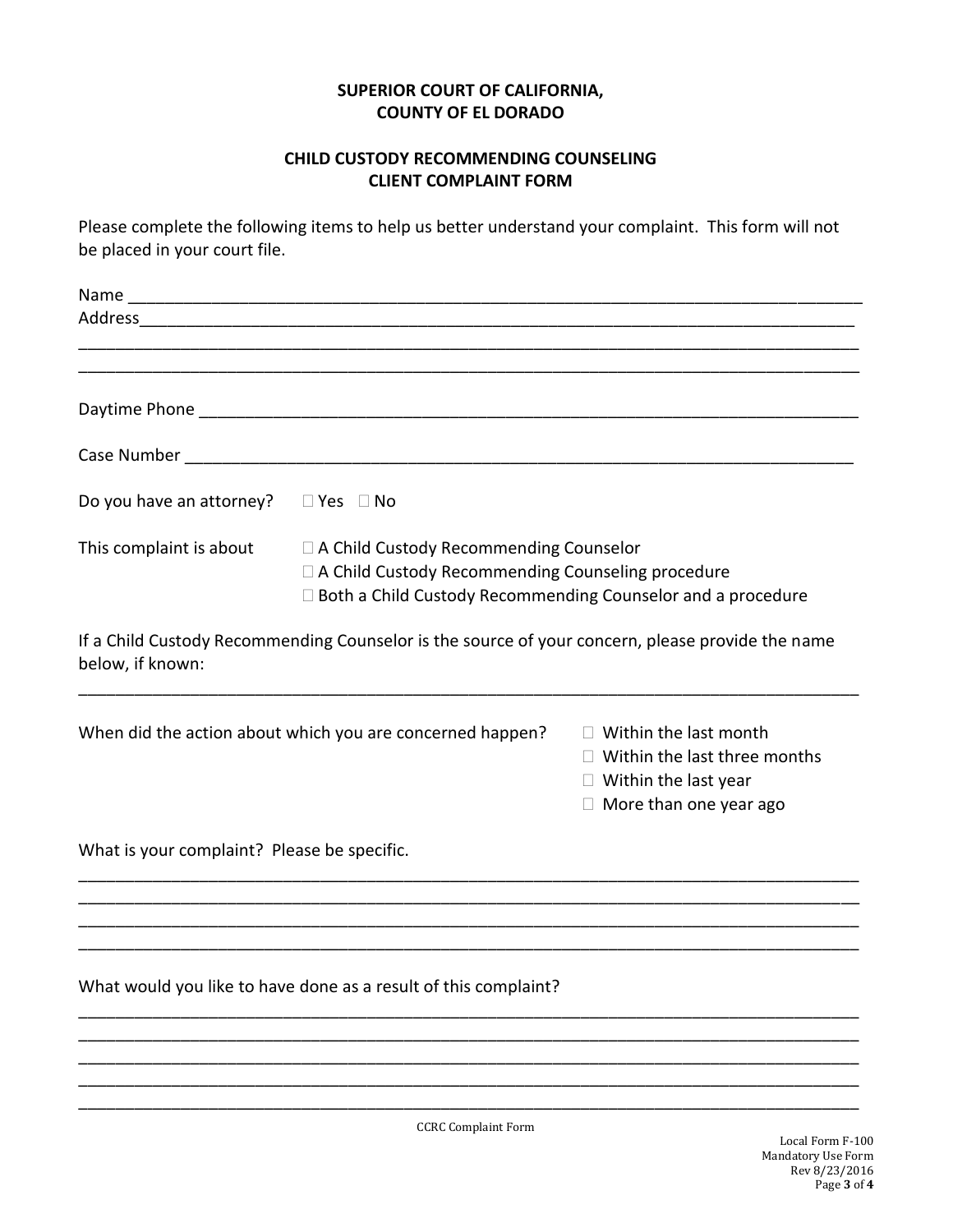**SUPERIOR COURT OF CALIFORNIA,**
**COUNTY OF EL DORADO**

**CHILD CUSTODY RECOMMENDING COUNSELING**
**CLIENT COMPLAINT FORM**

Please complete the following items to help us better understand your complaint. This form will not be placed in your court file.

Name ___________________________________________________________________________

Address_________________________________________________________________________

______________________________________________________________________________

______________________________________________________________________________

Daytime Phone ___________________________________________________________________

Case Number ____________________________________________________________________

Do you have an attorney? ☐ Yes ☐ No

This complaint is about
- ☐ A Child Custody Recommending Counselor
- ☐ A Child Custody Recommending Counseling procedure
- ☐ Both a Child Custody Recommending Counselor and a procedure

If a Child Custody Recommending Counselor is the source of your concern, please provide the name below, if known:

______________________________________________________________________________

When did the action about which you are concerned happen?
- ☐ Within the last month
- ☐ Within the last three months
- ☐ Within the last year
- ☐ More than one year ago

What is your complaint? Please be specific.

______________________________________________________________________________

______________________________________________________________________________

______________________________________________________________________________

______________________________________________________________________________

What would you like to have done as a result of this complaint?

______________________________________________________________________________

______________________________________________________________________________

______________________________________________________________________________

______________________________________________________________________________

______________________________________________________________________________

CCRC Complaint Form

Local Form F-100
Mandatory Use Form
Rev 8/23/2016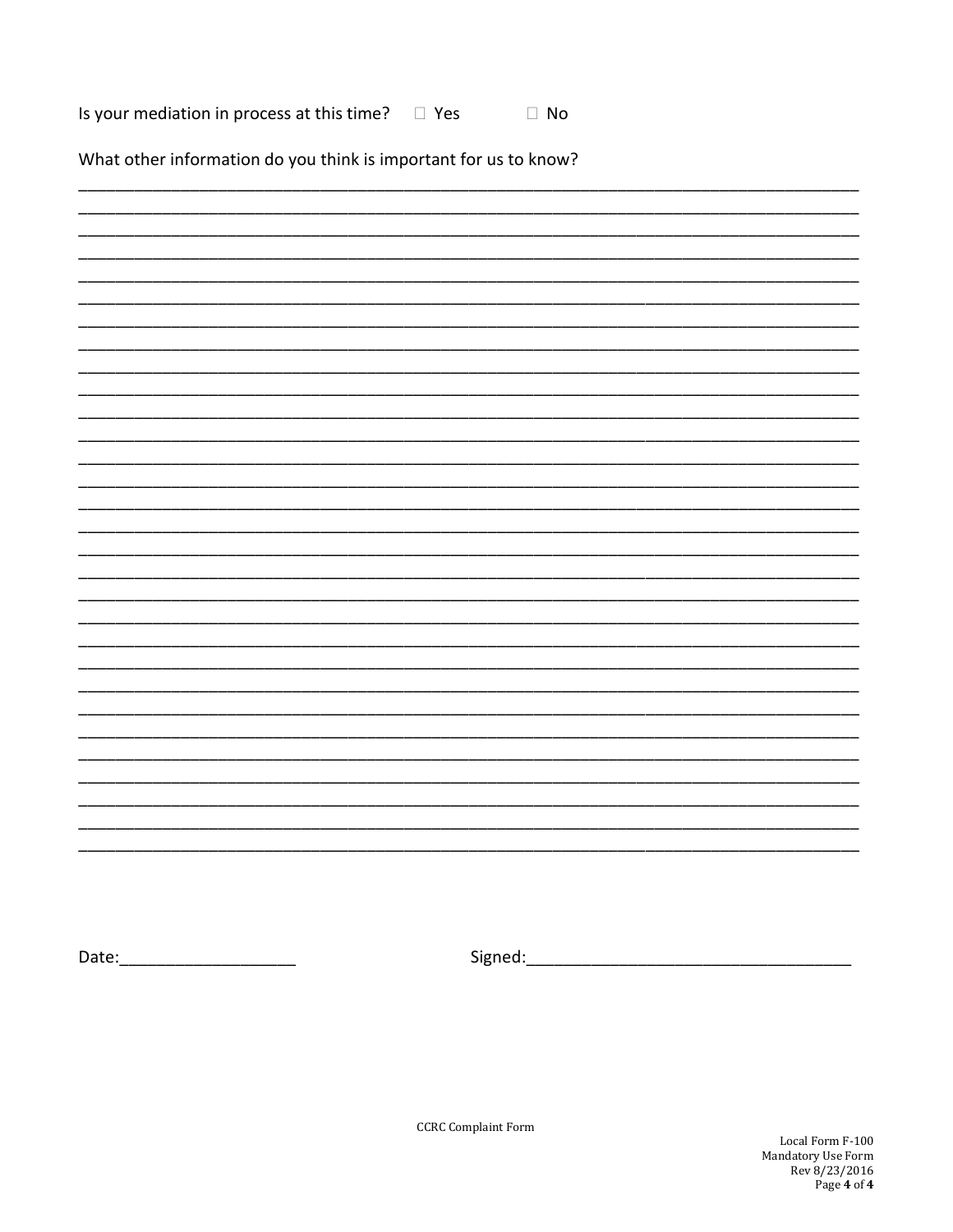Is your mediation in process at this time? ☐ Yes ☐ No

What other information do you think is important for us to know?

\_\_\_\_\_\_\_\_\_\_\_\_\_\_\_\_\_\_\_\_\_\_\_\_\_\_\_\_\_\_\_\_\_\_\_\_\_\_\_\_\_\_\_\_\_\_\_\_\_\_\_\_\_\_\_\_\_\_\_\_\_\_\_\_\_\_\_\_\_\_\_\_\_\_\_\_\_\_\_\_\_\_\_\_\_\_\_\_

\_\_\_\_\_\_\_\_\_\_\_\_\_\_\_\_\_\_\_\_\_\_\_\_\_\_\_\_\_\_\_\_\_\_\_\_\_\_\_\_\_\_\_\_\_\_\_\_\_\_\_\_\_\_\_\_\_\_\_\_\_\_\_\_\_\_\_\_\_\_\_\_\_\_\_\_\_\_\_\_\_\_\_\_\_\_\_\_

\_\_\_\_\_\_\_\_\_\_\_\_\_\_\_\_\_\_\_\_\_\_\_\_\_\_\_\_\_\_\_\_\_\_\_\_\_\_\_\_\_\_\_\_\_\_\_\_\_\_\_\_\_\_\_\_\_\_\_\_\_\_\_\_\_\_\_\_\_\_\_\_\_\_\_\_\_\_\_\_\_\_\_\_\_\_\_\_

Date:\_\_\_\_\_\_\_\_\_\_\_\_\_\_\_\_\_\_\_\_ Signed:\_\_\_\_\_\_\_\_\_\_\_\_\_\_\_\_\_\_\_\_\_\_\_\_\_\_\_\_\_\_\_\_\_\_\_\_

CCRC Complaint Form

Local Form F-100
Mandatory Use Form
Rev 8/23/2016